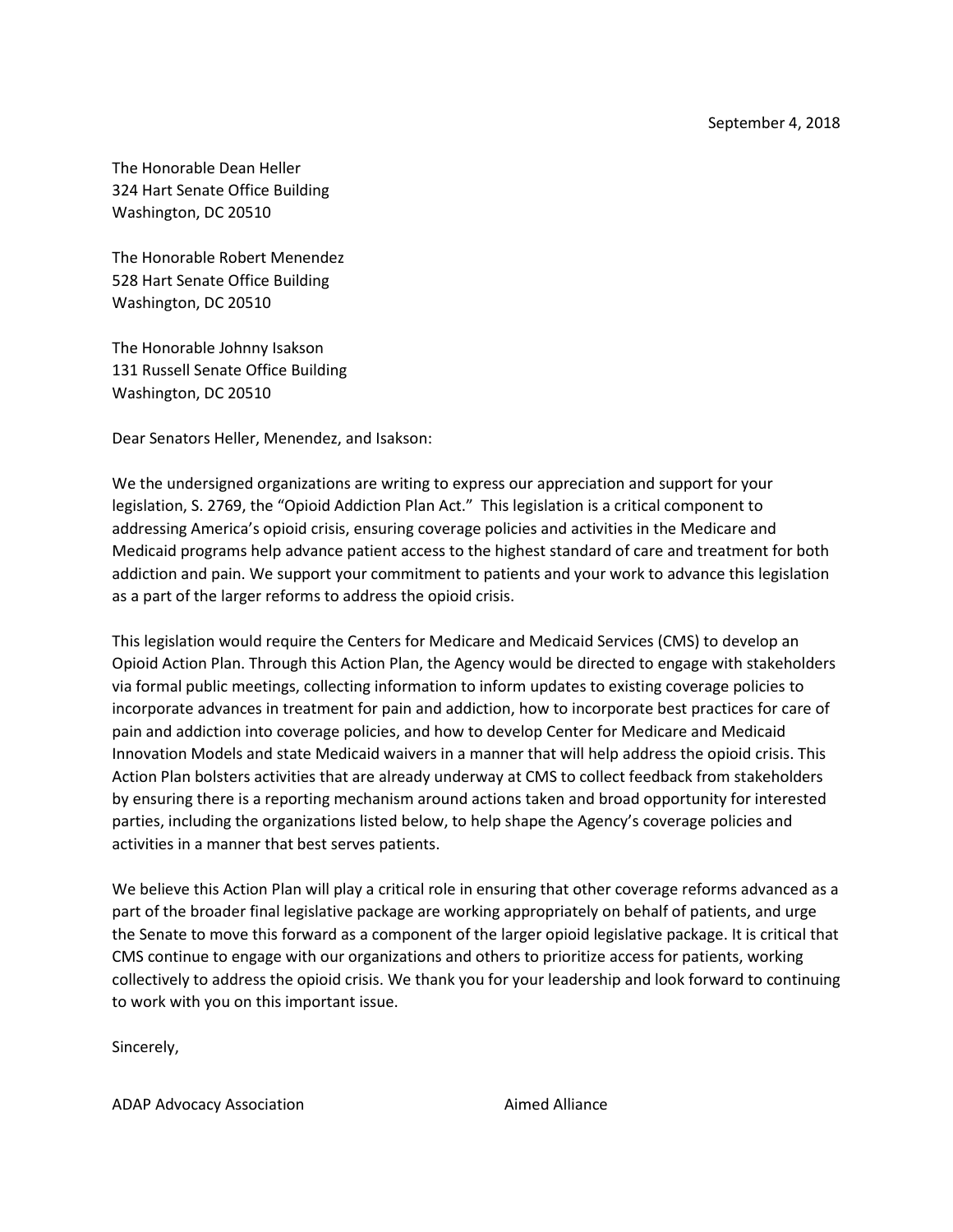September 4, 2018

The Honorable Dean Heller
324 Hart Senate Office Building
Washington, DC 20510

The Honorable Robert Menendez
528 Hart Senate Office Building
Washington, DC 20510

The Honorable Johnny Isakson
131 Russell Senate Office Building
Washington, DC 20510

Dear Senators Heller, Menendez, and Isakson:

We the undersigned organizations are writing to express our appreciation and support for your legislation, S. 2769, the "Opioid Addiction Plan Act." This legislation is a critical component to addressing America's opioid crisis, ensuring coverage policies and activities in the Medicare and Medicaid programs help advance patient access to the highest standard of care and treatment for both addiction and pain. We support your commitment to patients and your work to advance this legislation as a part of the larger reforms to address the opioid crisis.

This legislation would require the Centers for Medicare and Medicaid Services (CMS) to develop an Opioid Action Plan. Through this Action Plan, the Agency would be directed to engage with stakeholders via formal public meetings, collecting information to inform updates to existing coverage policies to incorporate advances in treatment for pain and addiction, how to incorporate best practices for care of pain and addiction into coverage policies, and how to develop Center for Medicare and Medicaid Innovation Models and state Medicaid waivers in a manner that will help address the opioid crisis. This Action Plan bolsters activities that are already underway at CMS to collect feedback from stakeholders by ensuring there is a reporting mechanism around actions taken and broad opportunity for interested parties, including the organizations listed below, to help shape the Agency's coverage policies and activities in a manner that best serves patients.

We believe this Action Plan will play a critical role in ensuring that other coverage reforms advanced as a part of the broader final legislative package are working appropriately on behalf of patients, and urge the Senate to move this forward as a component of the larger opioid legislative package. It is critical that CMS continue to engage with our organizations and others to prioritize access for patients, working collectively to address the opioid crisis. We thank you for your leadership and look forward to continuing to work with you on this important issue.

Sincerely,

ADAP Advocacy Association

Aimed Alliance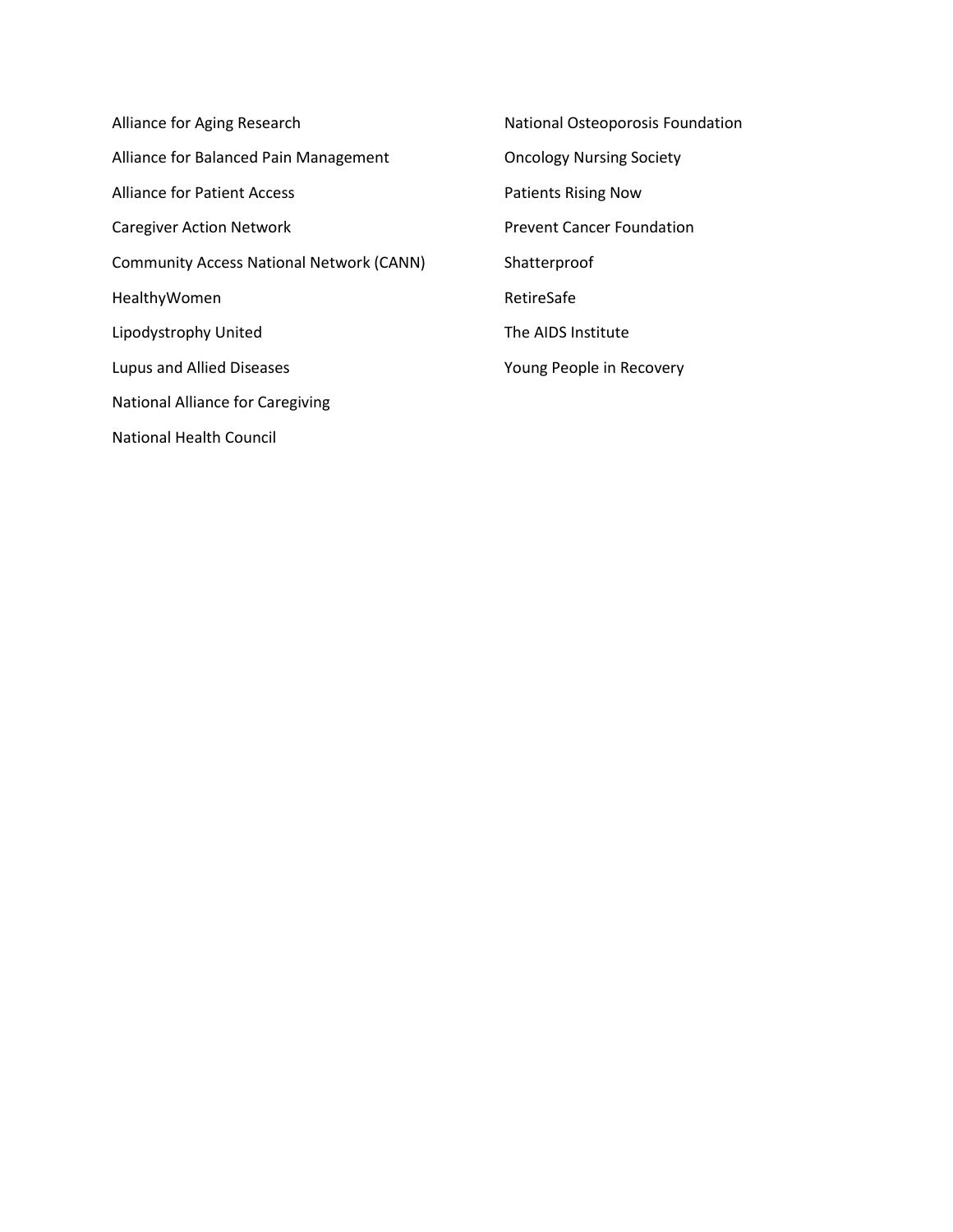Alliance for Aging Research

Alliance for Balanced Pain Management

Alliance for Patient Access

Caregiver Action Network

Community Access National Network (CANN)

HealthyWomen

Lipodystrophy United

Lupus and Allied Diseases

National Alliance for Caregiving

National Health Council

National Osteoporosis Foundation

Oncology Nursing Society

Patients Rising Now

Prevent Cancer Foundation

Shatterproof

RetireSafe

The AIDS Institute

Young People in Recovery